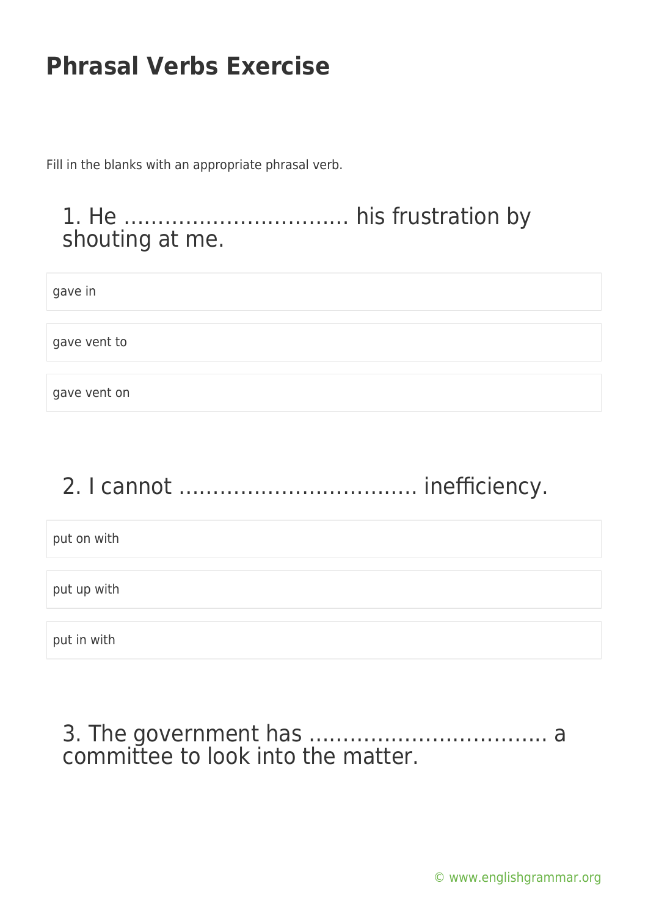# Phrasal Verbs Exercise

Fill in the blanks with an appropriate phrasal verb.

## 1. He …………………………… his frustration by shouting at me.

- gave in
- gave vent to
- gave vent on

## 2. I cannot …………………………….. inefficiency.

- put on with
- put up with
- put in with

## 3. The government has …………………………….. a committee to look into the matter.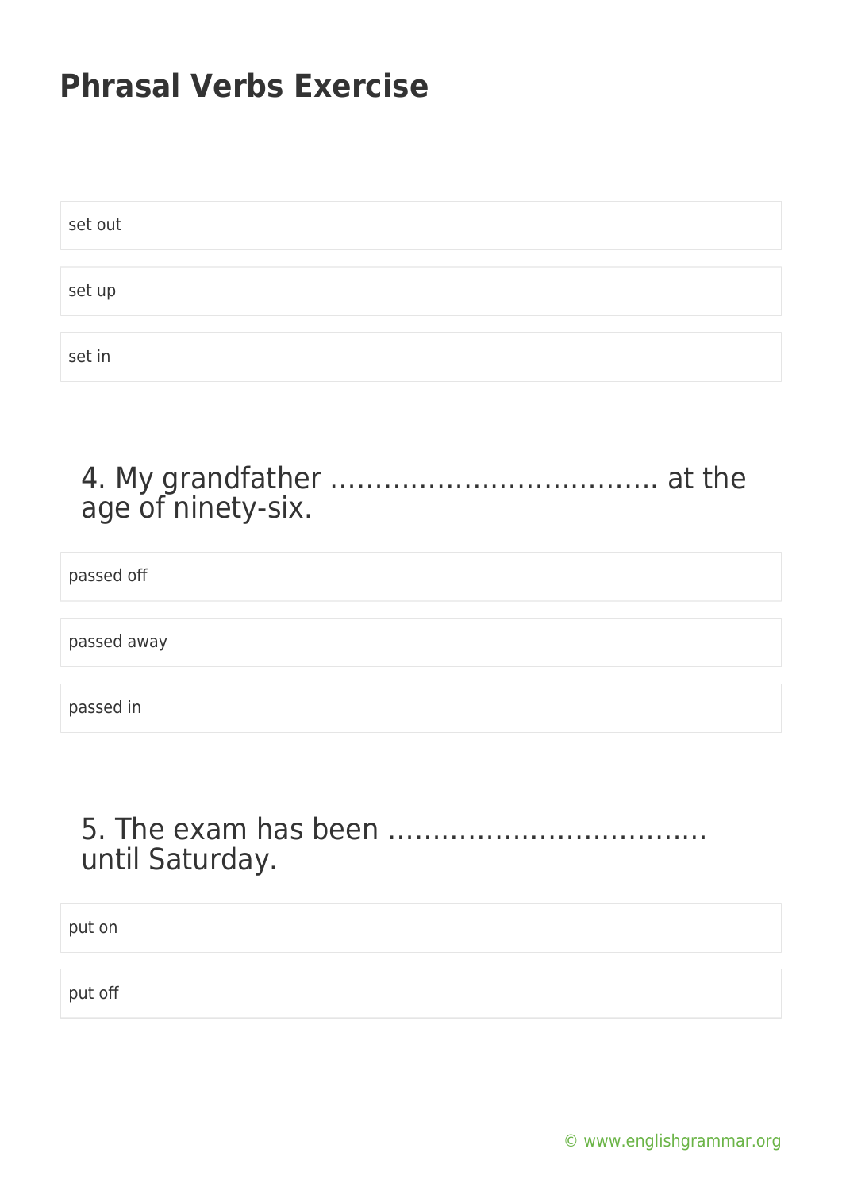# Phrasal Verbs Exercise

set out

set up

set in

4. My grandfather ……………………………….. at the age of ninety-six.

passed off

passed away

passed in

5. The exam has been ……………………………… until Saturday.

put on

put off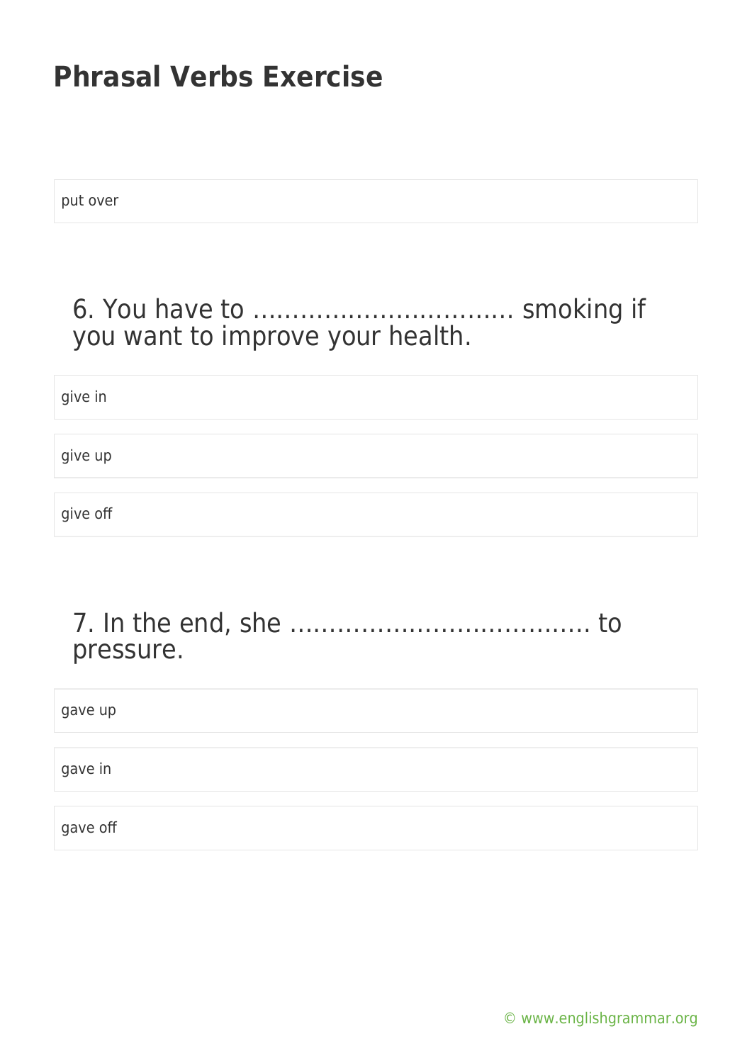put over

6. You have to …………………………… smoking if you want to improve your health.

give in

give up

give off

7. In the end, she ………………………………. to pressure.

gave up

gave in

gave off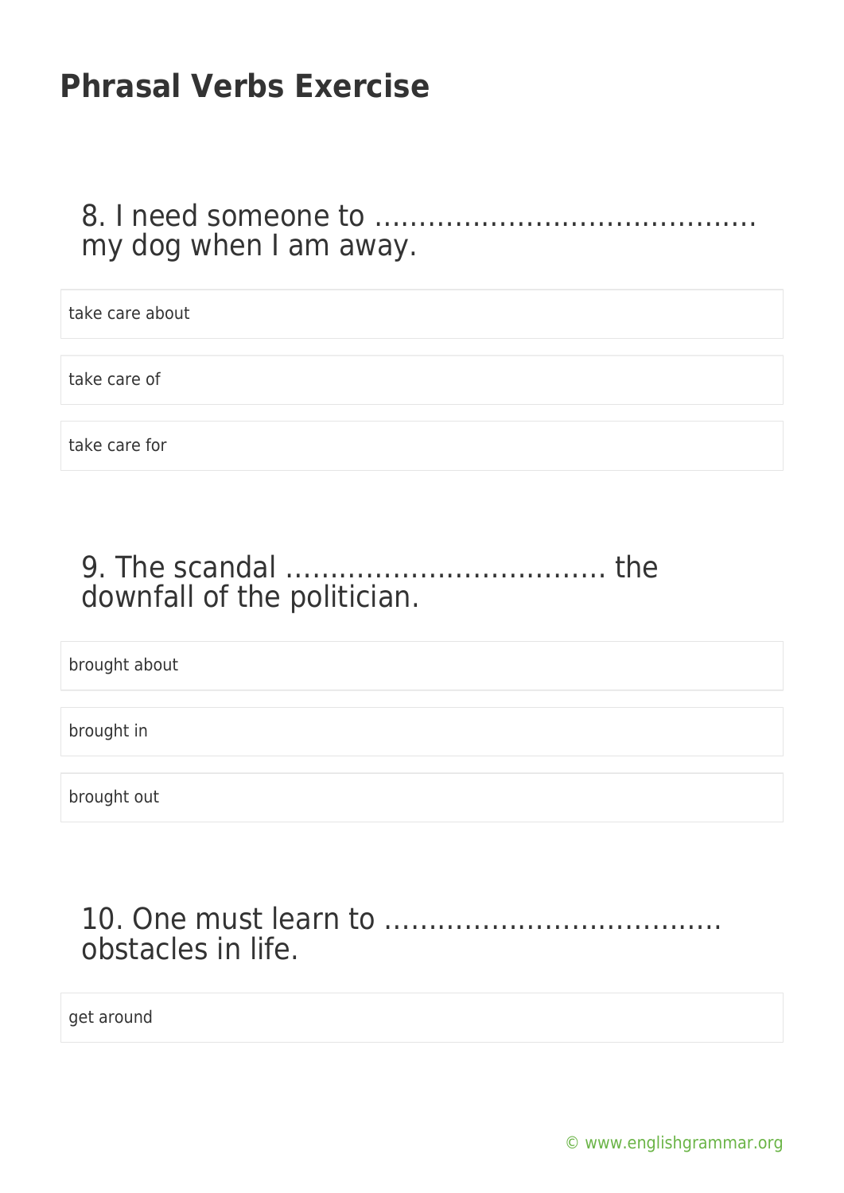## Phrasal Verbs Exercise

8. I need someone to …………………………………… my dog when I am away.

- take care about
- take care of
- take care for

9. The scandal ……………………………… the downfall of the politician.

- brought about
- brought in
- brought out

10. One must learn to ………………………………. obstacles in life.

- get around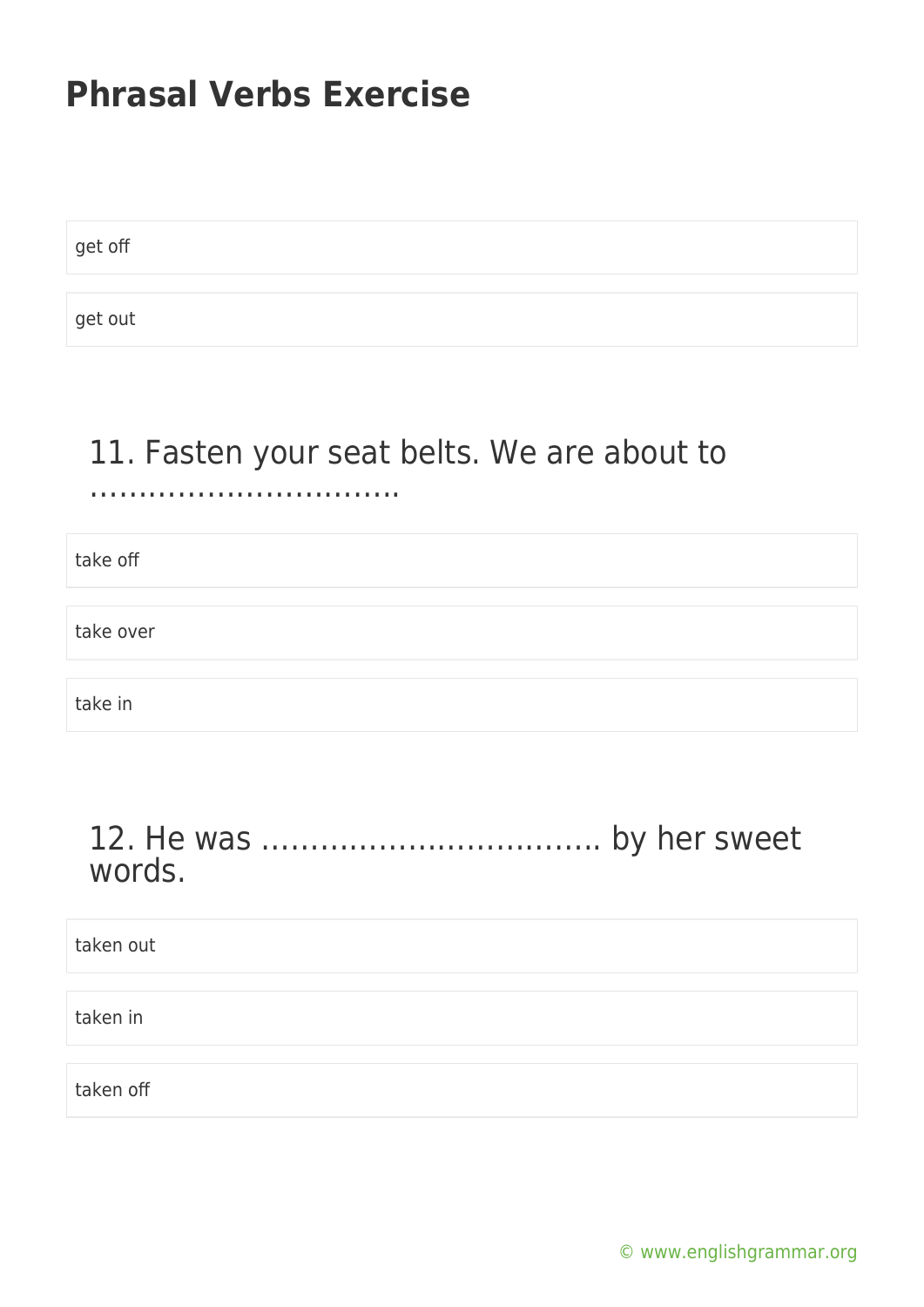# Phrasal Verbs Exercise

get off

get out

## 11. Fasten your seat belts. We are about to …………………………..

take off

take over

take in

## 12. He was …………………………….. by her sweet words.

taken out

taken in

taken off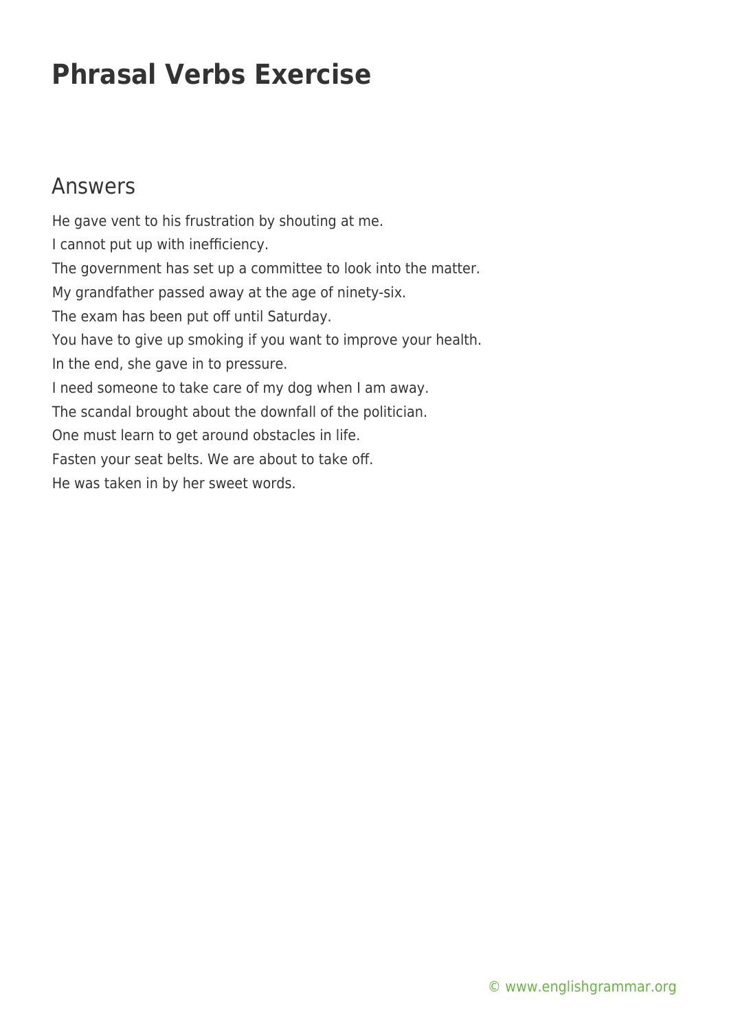# Phrasal Verbs Exercise

## Answers

He gave vent to his frustration by shouting at me.

I cannot put up with inefficiency.

The government has set up a committee to look into the matter.

My grandfather passed away at the age of ninety-six.

The exam has been put off until Saturday.

You have to give up smoking if you want to improve your health.

In the end, she gave in to pressure.

I need someone to take care of my dog when I am away.

The scandal brought about the downfall of the politician.

One must learn to get around obstacles in life.

Fasten your seat belts. We are about to take off.

He was taken in by her sweet words.